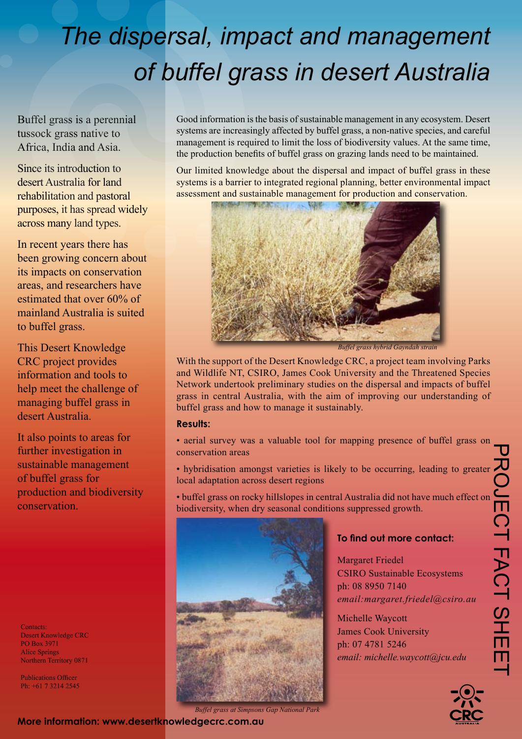# The dispersal, impact and management of buffel grass in desert Australia

Buffel grass is a perennial tussock grass native to Africa, India and Asia.

Since its introduction to desert Australia for land rehabilitation and pastoral purposes, it has spread widely across many land types.

In recent years there has been growing concern about its impacts on conservation areas, and researchers have estimated that over 60% of mainland Australia is suited to buffel grass.

This Desert Knowledge CRC project provides information and tools to help meet the challenge of managing buffel grass in desert Australia.

It also points to areas for further investigation in sustainable management of buffel grass for production and biodiversity conservation.

Good information is the basis of sustainable management in any ecosystem. Desert systems are increasingly affected by buffel grass, a non-native species, and careful management is required to limit the loss of biodiversity values. At the same time, the production benefits of buffel grass on grazing lands need to be maintained.

Our limited knowledge about the dispersal and impact of buffel grass in these systems is a barrier to integrated regional planning, better environmental impact assessment and sustainable management for production and conservation.

*Buffel grass hybrid Gayndah strain*

With the support of the Desert Knowledge CRC, a project team involving Parks and Wildlife NT, CSIRO, James Cook University and the Threatened Species Network undertook preliminary studies on the dispersal and impacts of buffel grass in central Australia, with the aim of improving our understanding of buffel grass and how to manage it sustainably.

**Results:**

- aerial survey was a valuable tool for mapping presence of buffel grass on conservation areas
- hybridisation amongst varieties is likely to be occurring, leading to greater local adaptation across desert regions
- buffel grass on rocky hillslopes in central Australia did not have much effect on biodiversity, when dry seasonal conditions suppressed growth.

*Buffel grass at Simpsons Gap National Park*

### To find out more contact:

Margaret Friedel
CSIRO Sustainable Ecosystems
ph: 08 8950 7140
*email:margaret.friedel@csiro.au*

Michelle Waycott
James Cook University
ph: 07 4781 5246
*email: michelle.waycott@jcu.edu*

PROJECT FACT SHEET

Contacts:
Desert Knowledge CRC
PO Box 3971
Alice Springs
Northern Territory 0871

Publications Officer
Ph: +61 7 3214 2545

**More information: www.desertknowledgecrc.com.au**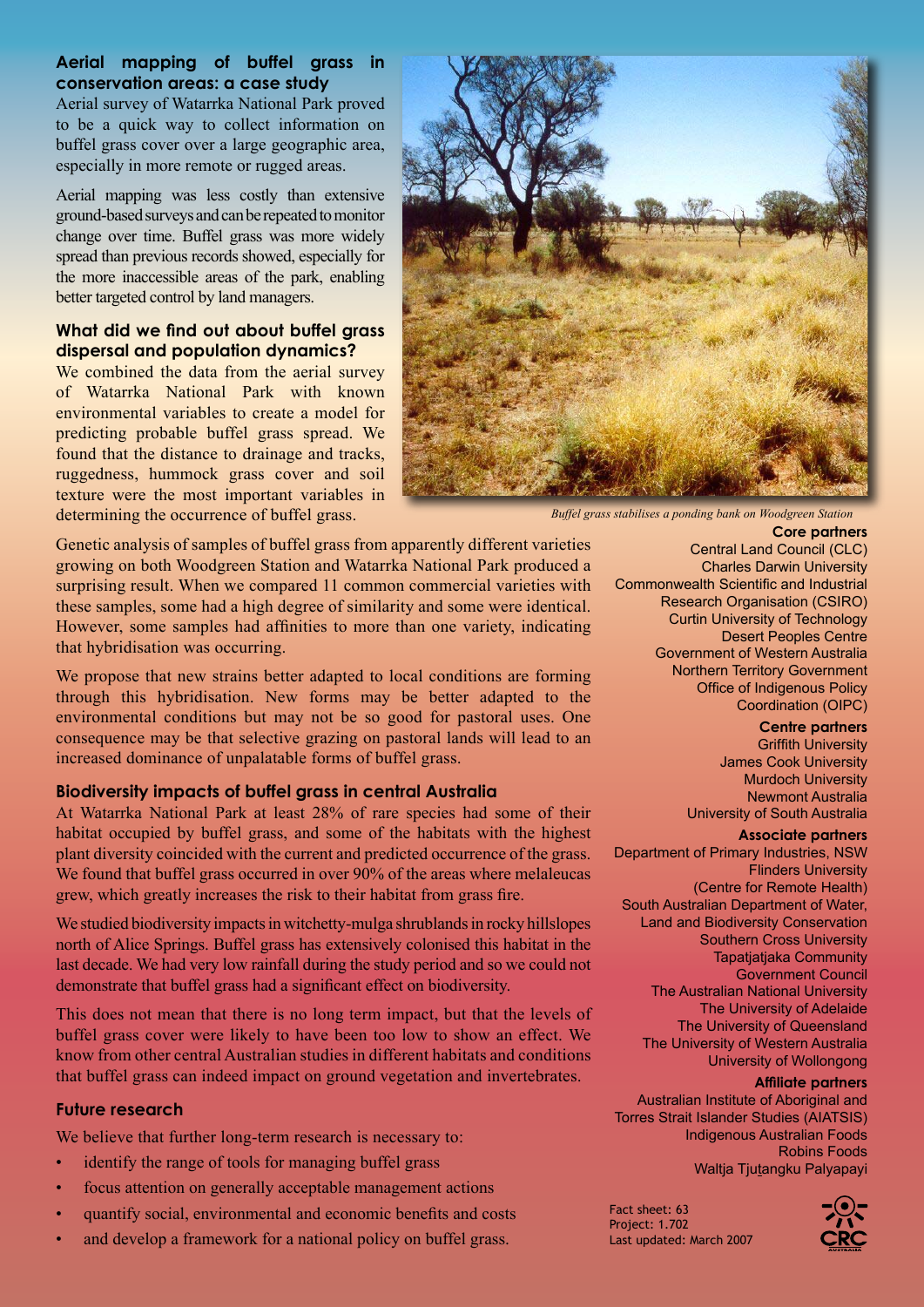### Aerial mapping of buffel grass in conservation areas: a case study

Aerial survey of Watarrka National Park proved to be a quick way to collect information on buffel grass cover over a large geographic area, especially in more remote or rugged areas.

Aerial mapping was less costly than extensive ground-based surveys and can be repeated to monitor change over time. Buffel grass was more widely spread than previous records showed, especially for the more inaccessible areas of the park, enabling better targeted control by land managers.

### What did we find out about buffel grass dispersal and population dynamics?

We combined the data from the aerial survey of Watarrka National Park with known environmental variables to create a model for predicting probable buffel grass spread. We found that the distance to drainage and tracks, ruggedness, hummock grass cover and soil texture were the most important variables in determining the occurrence of buffel grass.

*Buffel grass stabilises a ponding bank on Woodgreen Station*

Genetic analysis of samples of buffel grass from apparently different varieties growing on both Woodgreen Station and Watarrka National Park produced a surprising result. When we compared 11 common commercial varieties with these samples, some had a high degree of similarity and some were identical. However, some samples had affinities to more than one variety, indicating that hybridisation was occurring.

We propose that new strains better adapted to local conditions are forming through this hybridisation. New forms may be better adapted to the environmental conditions but may not be so good for pastoral uses. One consequence may be that selective grazing on pastoral lands will lead to an increased dominance of unpalatable forms of buffel grass.

### Biodiversity impacts of buffel grass in central Australia

At Watarrka National Park at least 28% of rare species had some of their habitat occupied by buffel grass, and some of the habitats with the highest plant diversity coincided with the current and predicted occurrence of the grass. We found that buffel grass occurred in over 90% of the areas where melaleucas grew, which greatly increases the risk to their habitat from grass fire.

We studied biodiversity impacts in witchetty-mulga shrublands in rocky hillslopes north of Alice Springs. Buffel grass has extensively colonised this habitat in the last decade. We had very low rainfall during the study period and so we could not demonstrate that buffel grass had a significant effect on biodiversity.

This does not mean that there is no long term impact, but that the levels of buffel grass cover were likely to have been too low to show an effect. We know from other central Australian studies in different habitats and conditions that buffel grass can indeed impact on ground vegetation and invertebrates.

### Future research

We believe that further long-term research is necessary to:

- identify the range of tools for managing buffel grass
- focus attention on generally acceptable management actions
- quantify social, environmental and economic benefits and costs
- and develop a framework for a national policy on buffel grass.

**Core partners**
Central Land Council (CLC)
Charles Darwin University
Commonwealth Scientific and Industrial Research Organisation (CSIRO)
Curtin University of Technology
Desert Peoples Centre
Government of Western Australia
Northern Territory Government
Office of Indigenous Policy Coordination (OIPC)

**Centre partners**
Griffith University
James Cook University
Murdoch University
Newmont Australia
University of South Australia

**Associate partners**
Department of Primary Industries, NSW
Flinders University (Centre for Remote Health)
South Australian Department of Water, Land and Biodiversity Conservation
Southern Cross University
Tapatjatjaka Community Government Council
The Australian National University
The University of Adelaide
The University of Queensland
The University of Western Australia
University of Wollongong

**Affiliate partners**
Australian Institute of Aboriginal and Torres Strait Islander Studies (AIATSIS)
Indigenous Australian Foods
Robins Foods
Waltja Tjuṯangku Palyapayi

Fact sheet: 63
Project: 1.702
Last updated: March 2007